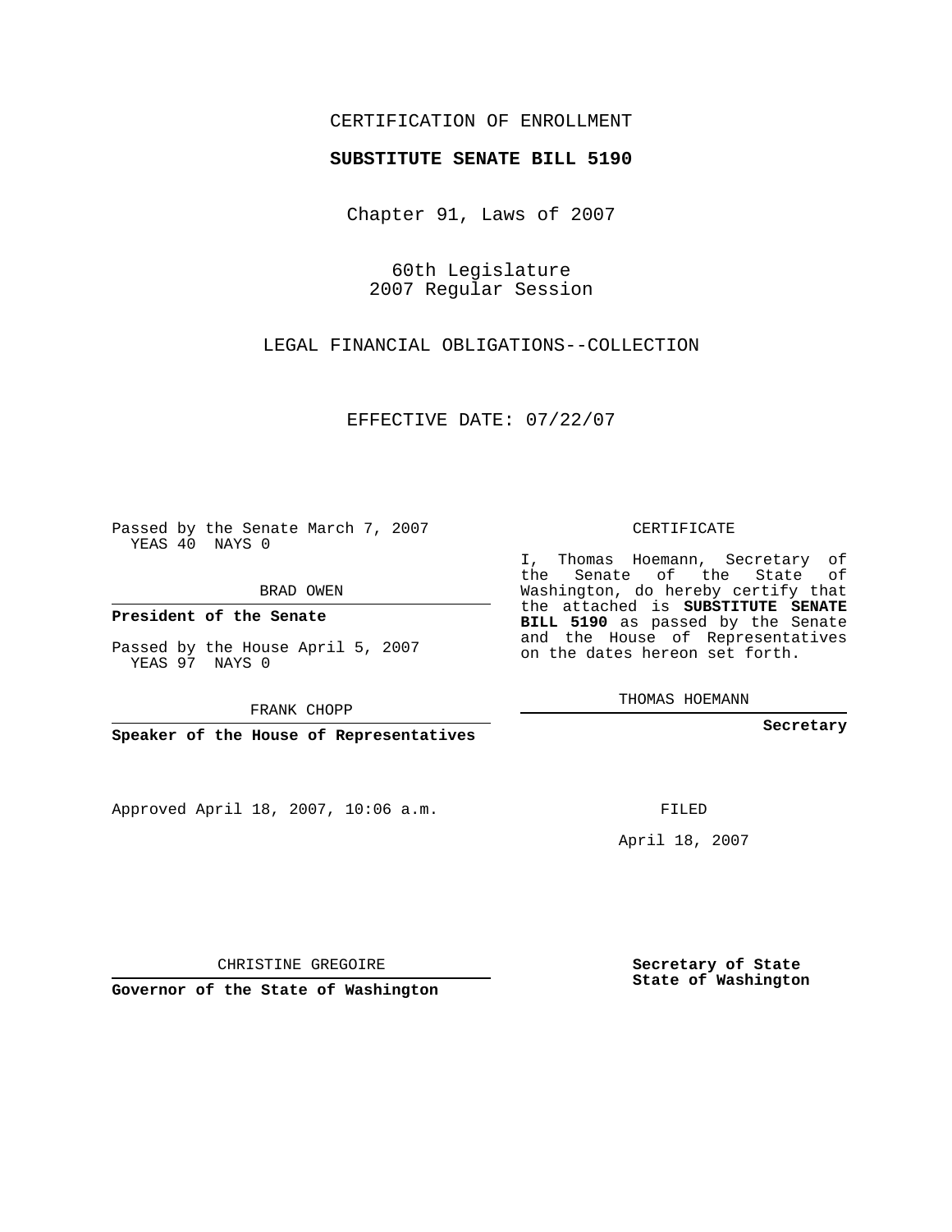CERTIFICATION OF ENROLLMENT

**SUBSTITUTE SENATE BILL 5190**

Chapter 91, Laws of 2007

60th Legislature
2007 Regular Session

LEGAL FINANCIAL OBLIGATIONS--COLLECTION

EFFECTIVE DATE: 07/22/07

Passed by the Senate March 7, 2007
YEAS 40 NAYS 0

BRAD OWEN

**President of the Senate**

Passed by the House April 5, 2007
YEAS 97 NAYS 0

FRANK CHOPP

**Speaker of the House of Representatives**

CERTIFICATE

I, Thomas Hoemann, Secretary of the Senate of the State of Washington, do hereby certify that the attached is **SUBSTITUTE SENATE BILL 5190** as passed by the Senate and the House of Representatives on the dates hereon set forth.

THOMAS HOEMANN

**Secretary**

Approved April 18, 2007, 10:06 a.m.

FILED

April 18, 2007

CHRISTINE GREGOIRE

**Governor of the State of Washington**

**Secretary of State**
**State of Washington**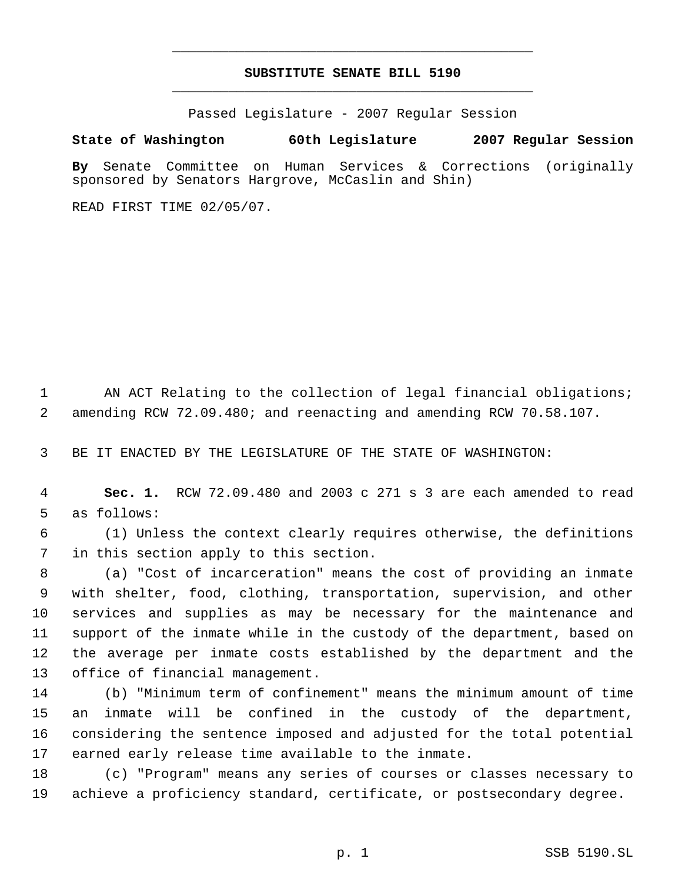# SUBSTITUTE SENATE BILL 5190

Passed Legislature - 2007 Regular Session

**State of Washington 60th Legislature 2007 Regular Session**

**By** Senate Committee on Human Services & Corrections (originally sponsored by Senators Hargrove, McCaslin and Shin)

READ FIRST TIME 02/05/07.

AN ACT Relating to the collection of legal financial obligations; amending RCW 72.09.480; and reenacting and amending RCW 70.58.107.

BE IT ENACTED BY THE LEGISLATURE OF THE STATE OF WASHINGTON:

**Sec. 1.** RCW 72.09.480 and 2003 c 271 s 3 are each amended to read as follows:

(1) Unless the context clearly requires otherwise, the definitions in this section apply to this section.

(a) "Cost of incarceration" means the cost of providing an inmate with shelter, food, clothing, transportation, supervision, and other services and supplies as may be necessary for the maintenance and support of the inmate while in the custody of the department, based on the average per inmate costs established by the department and the office of financial management.

(b) "Minimum term of confinement" means the minimum amount of time an inmate will be confined in the custody of the department, considering the sentence imposed and adjusted for the total potential earned early release time available to the inmate.

(c) "Program" means any series of courses or classes necessary to achieve a proficiency standard, certificate, or postsecondary degree.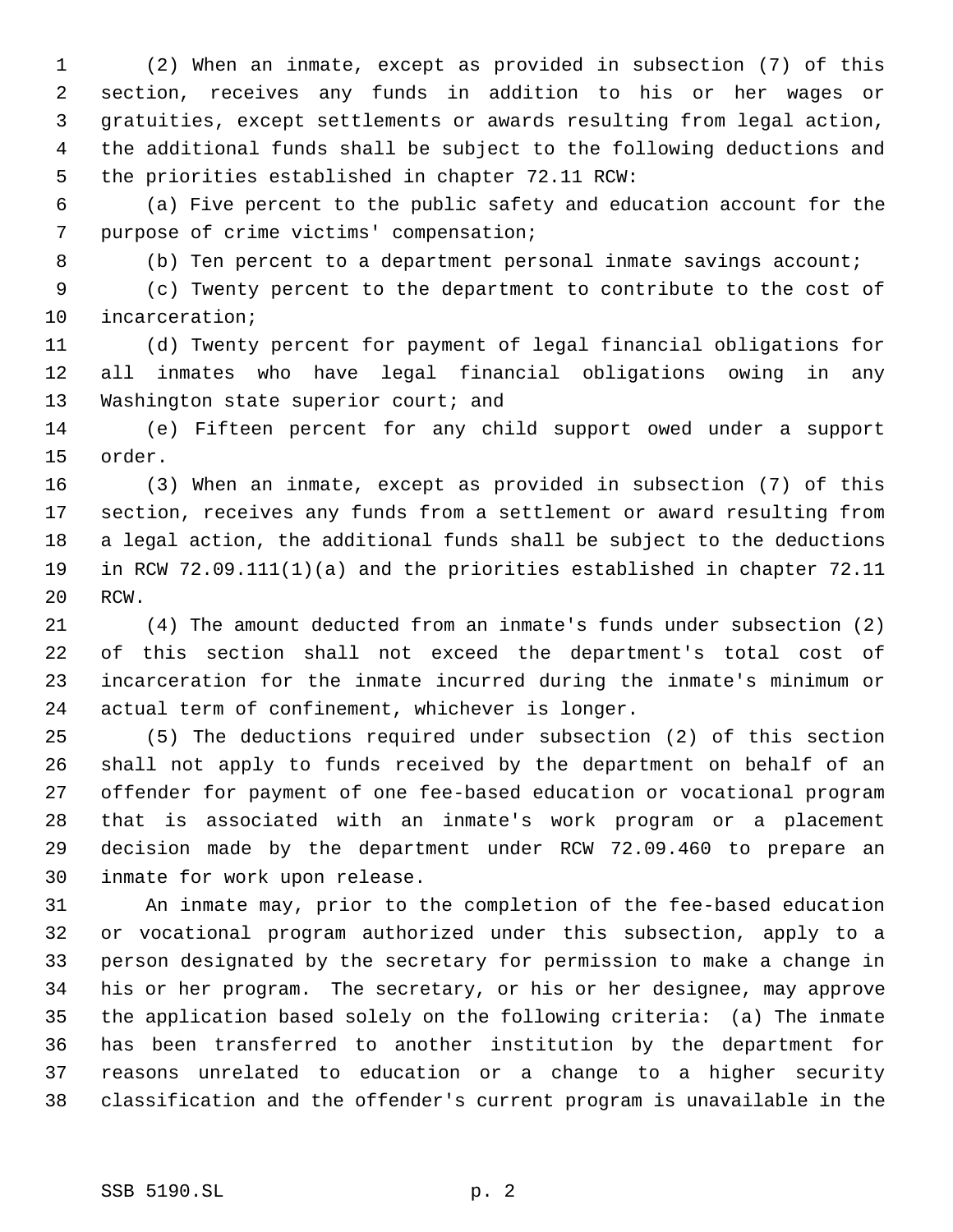(2) When an inmate, except as provided in subsection (7) of this section, receives any funds in addition to his or her wages or gratuities, except settlements or awards resulting from legal action, the additional funds shall be subject to the following deductions and the priorities established in chapter 72.11 RCW:

(a) Five percent to the public safety and education account for the purpose of crime victims' compensation;

(b) Ten percent to a department personal inmate savings account;

(c) Twenty percent to the department to contribute to the cost of incarceration;

(d) Twenty percent for payment of legal financial obligations for all inmates who have legal financial obligations owing in any Washington state superior court; and

(e) Fifteen percent for any child support owed under a support order.

(3) When an inmate, except as provided in subsection (7) of this section, receives any funds from a settlement or award resulting from a legal action, the additional funds shall be subject to the deductions in RCW 72.09.111(1)(a) and the priorities established in chapter 72.11 RCW.

(4) The amount deducted from an inmate's funds under subsection (2) of this section shall not exceed the department's total cost of incarceration for the inmate incurred during the inmate's minimum or actual term of confinement, whichever is longer.

(5) The deductions required under subsection (2) of this section shall not apply to funds received by the department on behalf of an offender for payment of one fee-based education or vocational program that is associated with an inmate's work program or a placement decision made by the department under RCW 72.09.460 to prepare an inmate for work upon release.

An inmate may, prior to the completion of the fee-based education or vocational program authorized under this subsection, apply to a person designated by the secretary for permission to make a change in his or her program. The secretary, or his or her designee, may approve the application based solely on the following criteria: (a) The inmate has been transferred to another institution by the department for reasons unrelated to education or a change to a higher security classification and the offender's current program is unavailable in the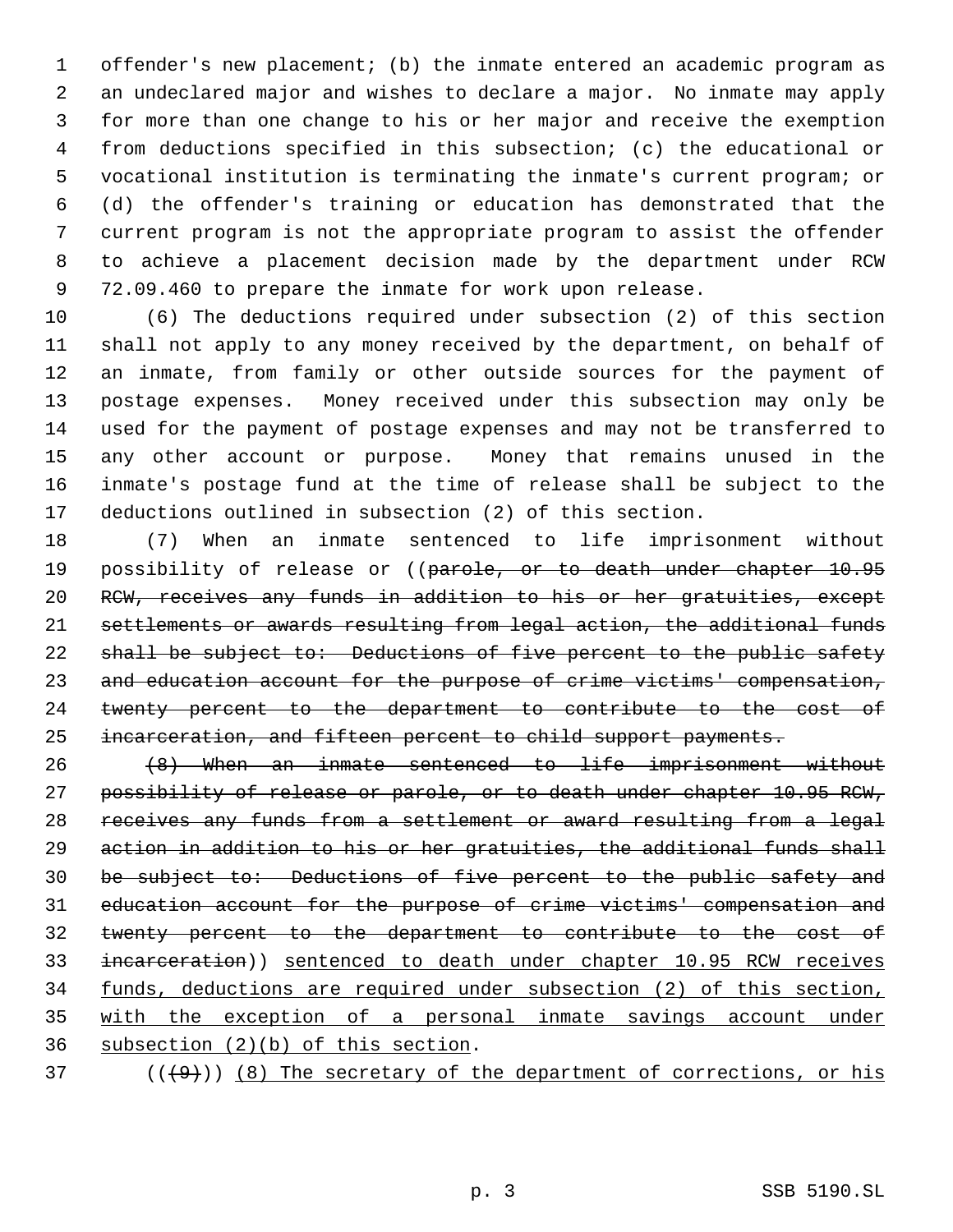offender's new placement; (b) the inmate entered an academic program as an undeclared major and wishes to declare a major. No inmate may apply for more than one change to his or her major and receive the exemption from deductions specified in this subsection; (c) the educational or vocational institution is terminating the inmate's current program; or (d) the offender's training or education has demonstrated that the current program is not the appropriate program to assist the offender to achieve a placement decision made by the department under RCW 72.09.460 to prepare the inmate for work upon release.

(6) The deductions required under subsection (2) of this section shall not apply to any money received by the department, on behalf of an inmate, from family or other outside sources for the payment of postage expenses. Money received under this subsection may only be used for the payment of postage expenses and may not be transferred to any other account or purpose. Money that remains unused in the inmate's postage fund at the time of release shall be subject to the deductions outlined in subsection (2) of this section.

(7) When an inmate sentenced to life imprisonment without possibility of release or ((~~parole, or to death under chapter 10.95 RCW, receives any funds in addition to his or her gratuities, except settlements or awards resulting from legal action, the additional funds shall be subject to: Deductions of five percent to the public safety and education account for the purpose of crime victims' compensation, twenty percent to the department to contribute to the cost of incarceration, and fifteen percent to child support payments.~~

~~(8) When an inmate sentenced to life imprisonment without possibility of release or parole, or to death under chapter 10.95 RCW, receives any funds from a settlement or award resulting from a legal action in addition to his or her gratuities, the additional funds shall be subject to: Deductions of five percent to the public safety and education account for the purpose of crime victims' compensation and twenty percent to the department to contribute to the cost of incarceration~~)) <u>sentenced to death under chapter 10.95 RCW receives funds, deductions are required under subsection (2) of this section, with the exception of a personal inmate savings account under subsection (2)(b) of this section</u>.

((~~(9)~~)) <u>(8) The secretary of the department of corrections, or his</u>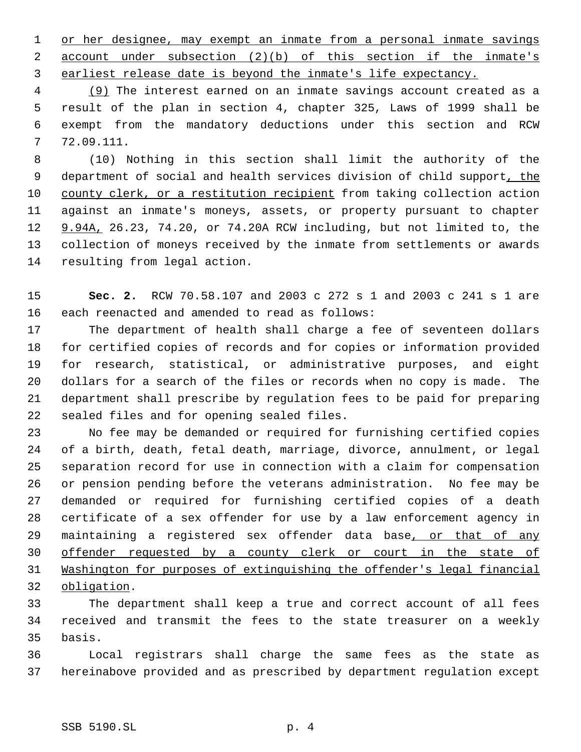or her designee, may exempt an inmate from a personal inmate savings account under subsection (2)(b) of this section if the inmate's earliest release date is beyond the inmate's life expectancy.

(9) The interest earned on an inmate savings account created as a result of the plan in section 4, chapter 325, Laws of 1999 shall be exempt from the mandatory deductions under this section and RCW 72.09.111.

(10) Nothing in this section shall limit the authority of the department of social and health services division of child support, the county clerk, or a restitution recipient from taking collection action against an inmate's moneys, assets, or property pursuant to chapter 9.94A, 26.23, 74.20, or 74.20A RCW including, but not limited to, the collection of moneys received by the inmate from settlements or awards resulting from legal action.

**Sec. 2.** RCW 70.58.107 and 2003 c 272 s 1 and 2003 c 241 s 1 are each reenacted and amended to read as follows:

The department of health shall charge a fee of seventeen dollars for certified copies of records and for copies or information provided for research, statistical, or administrative purposes, and eight dollars for a search of the files or records when no copy is made. The department shall prescribe by regulation fees to be paid for preparing sealed files and for opening sealed files.

No fee may be demanded or required for furnishing certified copies of a birth, death, fetal death, marriage, divorce, annulment, or legal separation record for use in connection with a claim for compensation or pension pending before the veterans administration. No fee may be demanded or required for furnishing certified copies of a death certificate of a sex offender for use by a law enforcement agency in maintaining a registered sex offender data base, or that of any offender requested by a county clerk or court in the state of Washington for purposes of extinguishing the offender's legal financial obligation.

The department shall keep a true and correct account of all fees received and transmit the fees to the state treasurer on a weekly basis.

Local registrars shall charge the same fees as the state as hereinabove provided and as prescribed by department regulation except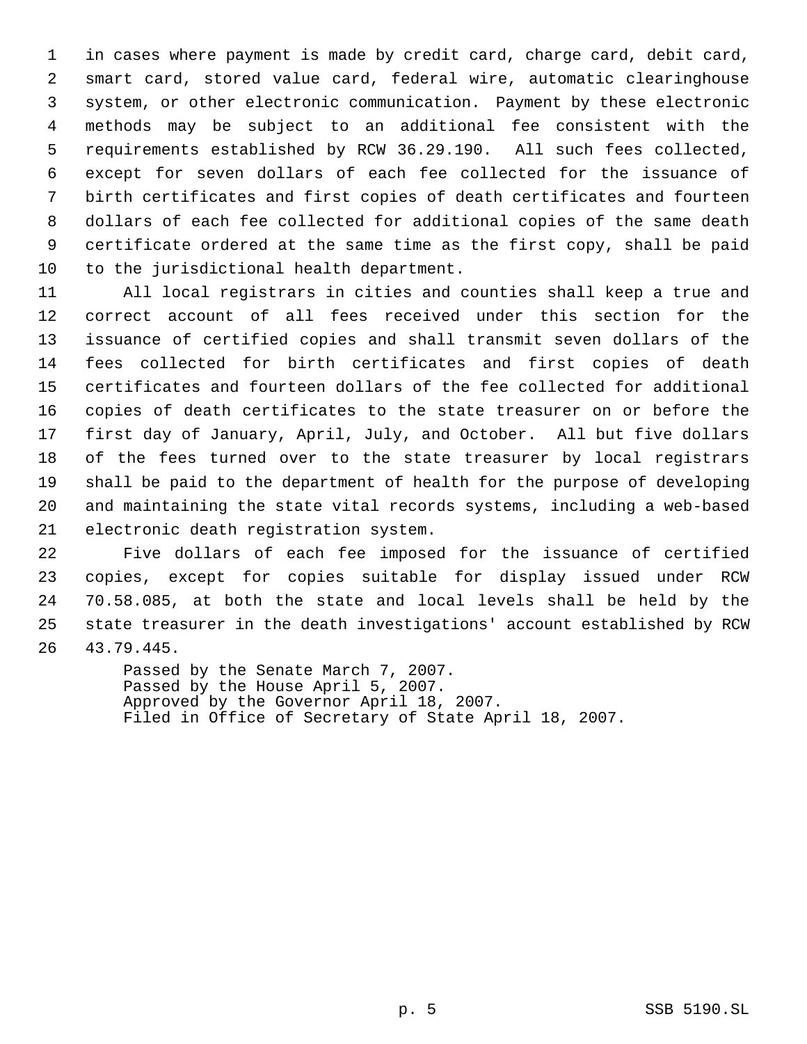in cases where payment is made by credit card, charge card, debit card, smart card, stored value card, federal wire, automatic clearinghouse system, or other electronic communication. Payment by these electronic methods may be subject to an additional fee consistent with the requirements established by RCW 36.29.190. All such fees collected, except for seven dollars of each fee collected for the issuance of birth certificates and first copies of death certificates and fourteen dollars of each fee collected for additional copies of the same death certificate ordered at the same time as the first copy, shall be paid to the jurisdictional health department.

All local registrars in cities and counties shall keep a true and correct account of all fees received under this section for the issuance of certified copies and shall transmit seven dollars of the fees collected for birth certificates and first copies of death certificates and fourteen dollars of the fee collected for additional copies of death certificates to the state treasurer on or before the first day of January, April, July, and October. All but five dollars of the fees turned over to the state treasurer by local registrars shall be paid to the department of health for the purpose of developing and maintaining the state vital records systems, including a web-based electronic death registration system.

Five dollars of each fee imposed for the issuance of certified copies, except for copies suitable for display issued under RCW 70.58.085, at both the state and local levels shall be held by the state treasurer in the death investigations' account established by RCW 43.79.445.

Passed by the Senate March 7, 2007.
Passed by the House April 5, 2007.
Approved by the Governor April 18, 2007.
Filed in Office of Secretary of State April 18, 2007.